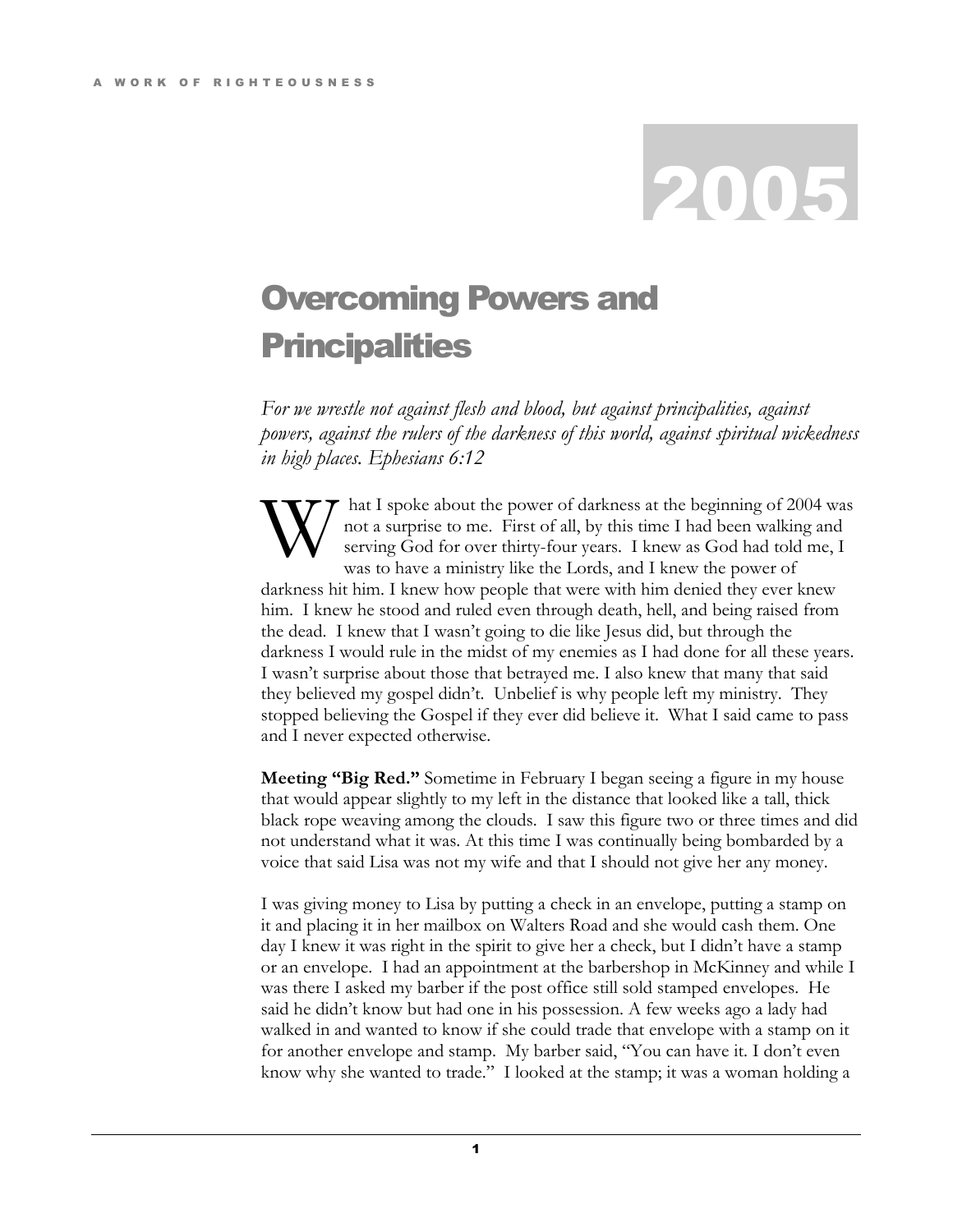# 2005

## Overcoming Powers and Principalities

*For we wrestle not against flesh and blood, but against principalities, against powers, against the rulers of the darkness of this world, against spiritual wickedness in high places. Ephesians 6:12*

What I spoke about the power of darkness at the beginning of 2004 was not a surprise to me. First of all, by this time I had been walking and serving God for over thirty-four years. I knew as God had told me, I was to have a ministry like the Lords, and I knew the power of darkness hit him. I knew how people that were with him denied they ever knew him. I knew he stood and ruled even through death, hell, and being raised from the dead. I knew that I wasn't going to die like Jesus did, but through the darkness I would rule in the midst of my enemies as I had done for all these years. I wasn't surprise about those that betrayed me. I also knew that many that said they believed my gospel didn't. Unbelief is why people left my ministry. They stopped believing the Gospel if they ever did believe it. What I said came to pass and I never expected otherwise.

**Meeting "Big Red."** Sometime in February I began seeing a figure in my house that would appear slightly to my left in the distance that looked like a tall, thick black rope weaving among the clouds. I saw this figure two or three times and did not understand what it was. At this time I was continually being bombarded by a voice that said Lisa was not my wife and that I should not give her any money.

I was giving money to Lisa by putting a check in an envelope, putting a stamp on it and placing it in her mailbox on Walters Road and she would cash them. One day I knew it was right in the spirit to give her a check, but I didn't have a stamp or an envelope. I had an appointment at the barbershop in McKinney and while I was there I asked my barber if the post office still sold stamped envelopes. He said he didn't know but had one in his possession. A few weeks ago a lady had walked in and wanted to know if she could trade that envelope with a stamp on it for another envelope and stamp. My barber said, "You can have it. I don't even know why she wanted to trade." I looked at the stamp; it was a woman holding a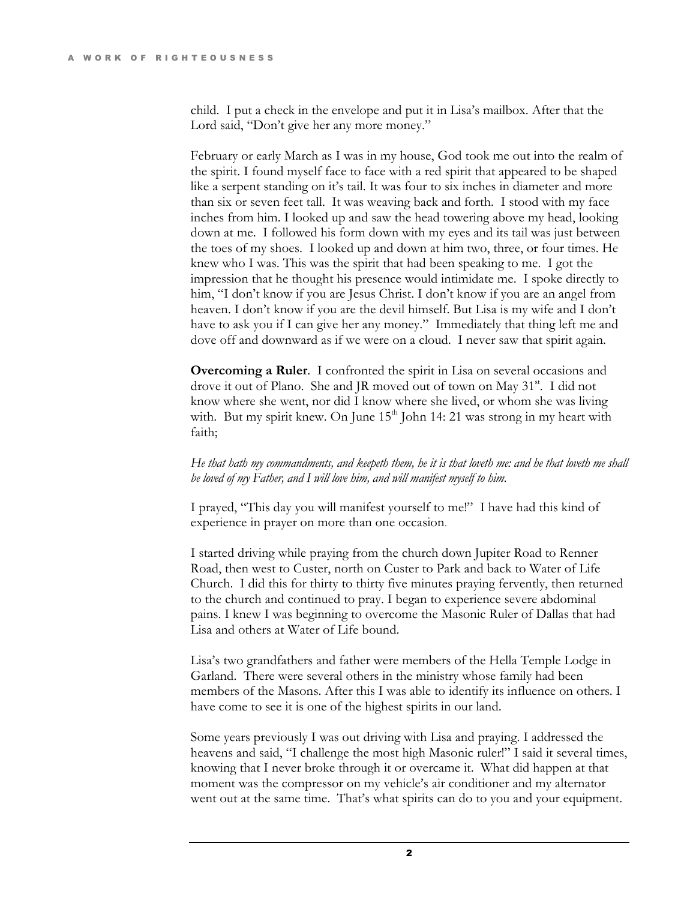child. I put a check in the envelope and put it in Lisa's mailbox. After that the Lord said, "Don't give her any more money."

February or early March as I was in my house, God took me out into the realm of the spirit. I found myself face to face with a red spirit that appeared to be shaped like a serpent standing on it's tail. It was four to six inches in diameter and more than six or seven feet tall. It was weaving back and forth. I stood with my face inches from him. I looked up and saw the head towering above my head, looking down at me. I followed his form down with my eyes and its tail was just between the toes of my shoes. I looked up and down at him two, three, or four times. He knew who I was. This was the spirit that had been speaking to me. I got the impression that he thought his presence would intimidate me. I spoke directly to him, "I don't know if you are Jesus Christ. I don't know if you are an angel from heaven. I don't know if you are the devil himself. But Lisa is my wife and I don't have to ask you if I can give her any money." Immediately that thing left me and dove off and downward as if we were on a cloud. I never saw that spirit again.

**Overcoming a Ruler**. I confronted the spirit in Lisa on several occasions and drove it out of Plano. She and JR moved out of town on May 31st. I did not know where she went, nor did I know where she lived, or whom she was living with. But my spirit knew. On June 15th John 14: 21 was strong in my heart with faith;

*He that hath my commandments, and keepeth them, he it is that loveth me: and he that loveth me shall be loved of my Father, and I will love him, and will manifest myself to him.*

I prayed, "This day you will manifest yourself to me!" I have had this kind of experience in prayer on more than one occasion.

I started driving while praying from the church down Jupiter Road to Renner Road, then west to Custer, north on Custer to Park and back to Water of Life Church. I did this for thirty to thirty five minutes praying fervently, then returned to the church and continued to pray. I began to experience severe abdominal pains. I knew I was beginning to overcome the Masonic Ruler of Dallas that had Lisa and others at Water of Life bound.

Lisa's two grandfathers and father were members of the Hella Temple Lodge in Garland. There were several others in the ministry whose family had been members of the Masons. After this I was able to identify its influence on others. I have come to see it is one of the highest spirits in our land.

Some years previously I was out driving with Lisa and praying. I addressed the heavens and said, "I challenge the most high Masonic ruler!" I said it several times, knowing that I never broke through it or overcame it. What did happen at that moment was the compressor on my vehicle's air conditioner and my alternator went out at the same time. That's what spirits can do to you and your equipment.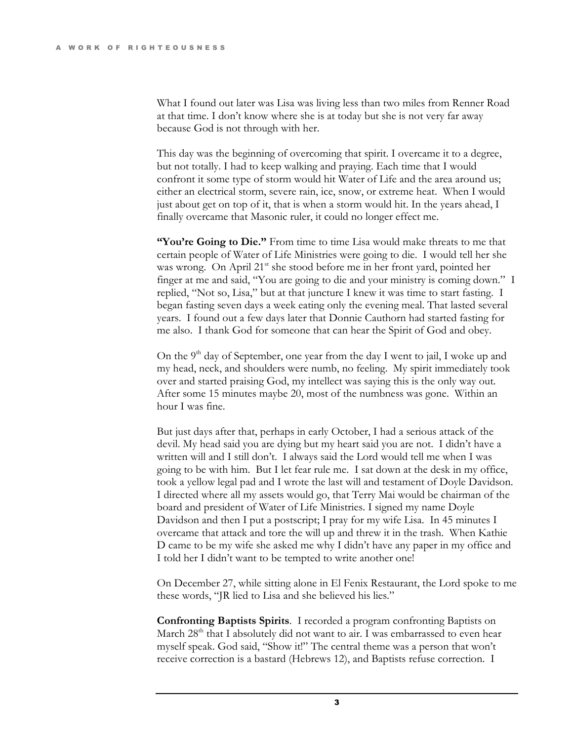What I found out later was Lisa was living less than two miles from Renner Road at that time. I don't know where she is at today but she is not very far away because God is not through with her.

This day was the beginning of overcoming that spirit. I overcame it to a degree, but not totally. I had to keep walking and praying. Each time that I would confront it some type of storm would hit Water of Life and the area around us; either an electrical storm, severe rain, ice, snow, or extreme heat. When I would just about get on top of it, that is when a storm would hit. In the years ahead, I finally overcame that Masonic ruler, it could no longer effect me.

**"You're Going to Die."** From time to time Lisa would make threats to me that certain people of Water of Life Ministries were going to die. I would tell her she was wrong. On April 21st she stood before me in her front yard, pointed her finger at me and said, "You are going to die and your ministry is coming down." I replied, "Not so, Lisa," but at that juncture I knew it was time to start fasting. I began fasting seven days a week eating only the evening meal. That lasted several years. I found out a few days later that Donnie Cauthorn had started fasting for me also. I thank God for someone that can hear the Spirit of God and obey.

On the 9th day of September, one year from the day I went to jail, I woke up and my head, neck, and shoulders were numb, no feeling. My spirit immediately took over and started praising God, my intellect was saying this is the only way out. After some 15 minutes maybe 20, most of the numbness was gone. Within an hour I was fine.

But just days after that, perhaps in early October, I had a serious attack of the devil. My head said you are dying but my heart said you are not. I didn't have a written will and I still don't. I always said the Lord would tell me when I was going to be with him. But I let fear rule me. I sat down at the desk in my office, took a yellow legal pad and I wrote the last will and testament of Doyle Davidson. I directed where all my assets would go, that Terry Mai would be chairman of the board and president of Water of Life Ministries. I signed my name Doyle Davidson and then I put a postscript; I pray for my wife Lisa. In 45 minutes I overcame that attack and tore the will up and threw it in the trash. When Kathie D came to be my wife she asked me why I didn't have any paper in my office and I told her I didn't want to be tempted to write another one!

On December 27, while sitting alone in El Fenix Restaurant, the Lord spoke to me these words, "JR lied to Lisa and she believed his lies."

**Confronting Baptists Spirits**. I recorded a program confronting Baptists on March 28th that I absolutely did not want to air. I was embarrassed to even hear myself speak. God said, "Show it!" The central theme was a person that won't receive correction is a bastard (Hebrews 12), and Baptists refuse correction. I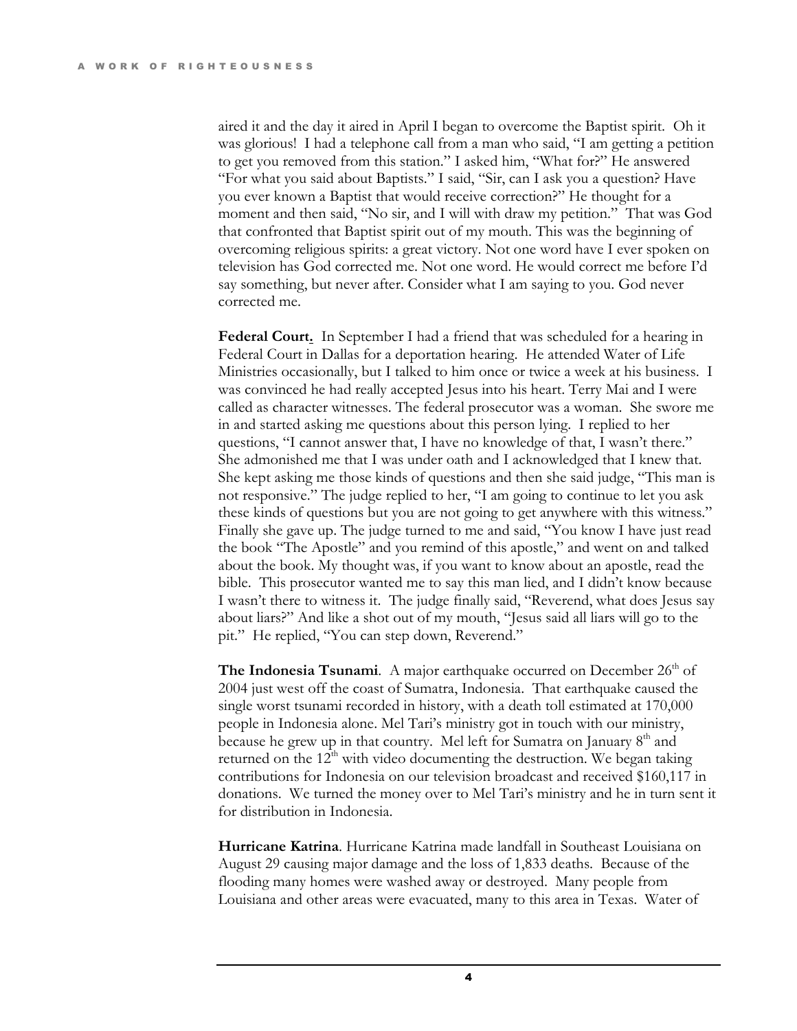aired it and the day it aired in April I began to overcome the Baptist spirit. Oh it was glorious! I had a telephone call from a man who said, "I am getting a petition to get you removed from this station." I asked him, "What for?" He answered "For what you said about Baptists." I said, "Sir, can I ask you a question? Have you ever known a Baptist that would receive correction?" He thought for a moment and then said, "No sir, and I will with draw my petition." That was God that confronted that Baptist spirit out of my mouth. This was the beginning of overcoming religious spirits: a great victory. Not one word have I ever spoken on television has God corrected me. Not one word. He would correct me before I'd say something, but never after. Consider what I am saying to you. God never corrected me.

**Federal Court.** In September I had a friend that was scheduled for a hearing in Federal Court in Dallas for a deportation hearing. He attended Water of Life Ministries occasionally, but I talked to him once or twice a week at his business. I was convinced he had really accepted Jesus into his heart. Terry Mai and I were called as character witnesses. The federal prosecutor was a woman. She swore me in and started asking me questions about this person lying. I replied to her questions, "I cannot answer that, I have no knowledge of that, I wasn't there." She admonished me that I was under oath and I acknowledged that I knew that. She kept asking me those kinds of questions and then she said judge, "This man is not responsive." The judge replied to her, "I am going to continue to let you ask these kinds of questions but you are not going to get anywhere with this witness." Finally she gave up. The judge turned to me and said, "You know I have just read the book "The Apostle" and you remind of this apostle," and went on and talked about the book. My thought was, if you want to know about an apostle, read the bible. This prosecutor wanted me to say this man lied, and I didn't know because I wasn't there to witness it. The judge finally said, "Reverend, what does Jesus say about liars?" And like a shot out of my mouth, "Jesus said all liars will go to the pit." He replied, "You can step down, Reverend."

**The Indonesia Tsunami**. A major earthquake occurred on December 26th of 2004 just west off the coast of Sumatra, Indonesia. That earthquake caused the single worst tsunami recorded in history, with a death toll estimated at 170,000 people in Indonesia alone. Mel Tari's ministry got in touch with our ministry, because he grew up in that country. Mel left for Sumatra on January 8th and returned on the 12th with video documenting the destruction. We began taking contributions for Indonesia on our television broadcast and received $160,117 in donations. We turned the money over to Mel Tari's ministry and he in turn sent it for distribution in Indonesia.

**Hurricane Katrina**. Hurricane Katrina made landfall in Southeast Louisiana on August 29 causing major damage and the loss of 1,833 deaths. Because of the flooding many homes were washed away or destroyed. Many people from Louisiana and other areas were evacuated, many to this area in Texas. Water of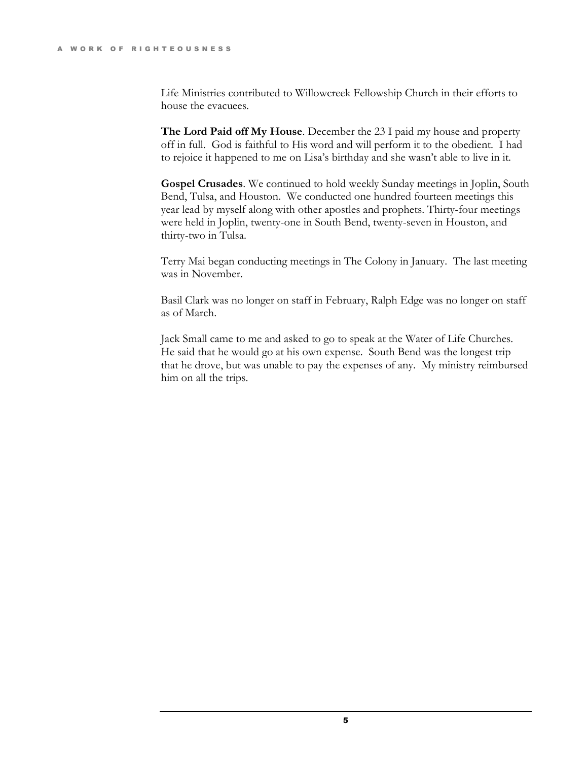Life Ministries contributed to Willowcreek Fellowship Church in their efforts to house the evacuees.

**The Lord Paid off My House**. December the 23 I paid my house and property off in full. God is faithful to His word and will perform it to the obedient. I had to rejoice it happened to me on Lisa's birthday and she wasn't able to live in it.

**Gospel Crusades**. We continued to hold weekly Sunday meetings in Joplin, South Bend, Tulsa, and Houston. We conducted one hundred fourteen meetings this year lead by myself along with other apostles and prophets. Thirty-four meetings were held in Joplin, twenty-one in South Bend, twenty-seven in Houston, and thirty-two in Tulsa.

Terry Mai began conducting meetings in The Colony in January. The last meeting was in November.

Basil Clark was no longer on staff in February, Ralph Edge was no longer on staff as of March.

Jack Small came to me and asked to go to speak at the Water of Life Churches. He said that he would go at his own expense. South Bend was the longest trip that he drove, but was unable to pay the expenses of any. My ministry reimbursed him on all the trips.